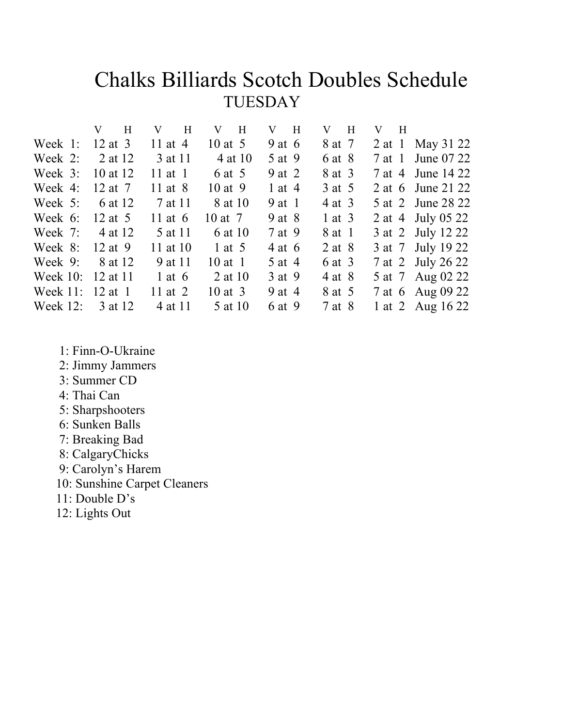# Chalks Billiards Scotch Doubles Schedule

## TUESDAY

| | V H | V H | V H | V H | V H | V H | |
|---|---|---|---|---|---|---|---|
| Week 1: | 12 at 3 | 11 at 4 | 10 at 5 | 9 at 6 | 8 at 7 | 2 at 1 | May 31 22 |
| Week 2: | 2 at 12 | 3 at 11 | 4 at 10 | 5 at 9 | 6 at 8 | 7 at 1 | June 07 22 |
| Week 3: | 10 at 12 | 11 at 1 | 6 at 5 | 9 at 2 | 8 at 3 | 7 at 4 | June 14 22 |
| Week 4: | 12 at 7 | 11 at 8 | 10 at 9 | 1 at 4 | 3 at 5 | 2 at 6 | June 21 22 |
| Week 5: | 6 at 12 | 7 at 11 | 8 at 10 | 9 at 1 | 4 at 3 | 5 at 2 | June 28 22 |
| Week 6: | 12 at 5 | 11 at 6 | 10 at 7 | 9 at 8 | 1 at 3 | 2 at 4 | July 05 22 |
| Week 7: | 4 at 12 | 5 at 11 | 6 at 10 | 7 at 9 | 8 at 1 | 3 at 2 | July 12 22 |
| Week 8: | 12 at 9 | 11 at 10 | 1 at 5 | 4 at 6 | 2 at 8 | 3 at 7 | July 19 22 |
| Week 9: | 8 at 12 | 9 at 11 | 10 at 1 | 5 at 4 | 6 at 3 | 7 at 2 | July 26 22 |
| Week 10: | 12 at 11 | 1 at 6 | 2 at 10 | 3 at 9 | 4 at 8 | 5 at 7 | Aug 02 22 |
| Week 11: | 12 at 1 | 11 at 2 | 10 at 3 | 9 at 4 | 8 at 5 | 7 at 6 | Aug 09 22 |
| Week 12: | 3 at 12 | 4 at 11 | 5 at 10 | 6 at 9 | 7 at 8 | 1 at 2 | Aug 16 22 |

1: Finn-O-Ukraine
2: Jimmy Jammers
3: Summer CD
4: Thai Can
5: Sharpshooters
6: Sunken Balls
7: Breaking Bad
8: CalgaryChicks
9: Carolyn's Harem
10: Sunshine Carpet Cleaners
11: Double D's
12: Lights Out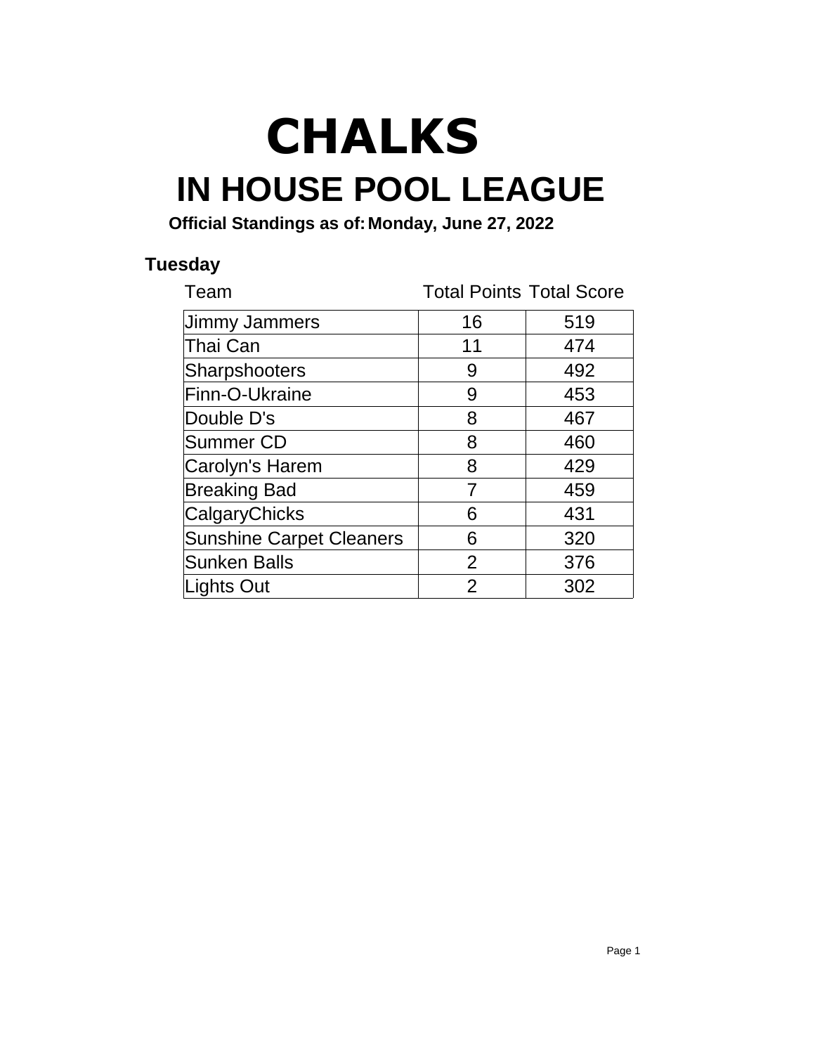# CHALKS

## IN HOUSE POOL LEAGUE

**Official Standings as of: Monday, June 27, 2022**

### Tuesday

| Team | Total Points | Total Score |
| --- | --- | --- |
| Jimmy Jammers | 16 | 519 |
| Thai Can | 11 | 474 |
| Sharpshooters | 9 | 492 |
| Finn-O-Ukraine | 9 | 453 |
| Double D's | 8 | 467 |
| Summer CD | 8 | 460 |
| Carolyn's Harem | 8 | 429 |
| Breaking Bad | 7 | 459 |
| CalgaryChicks | 6 | 431 |
| Sunshine Carpet Cleaners | 6 | 320 |
| Sunken Balls | 2 | 376 |
| Lights Out | 2 | 302 |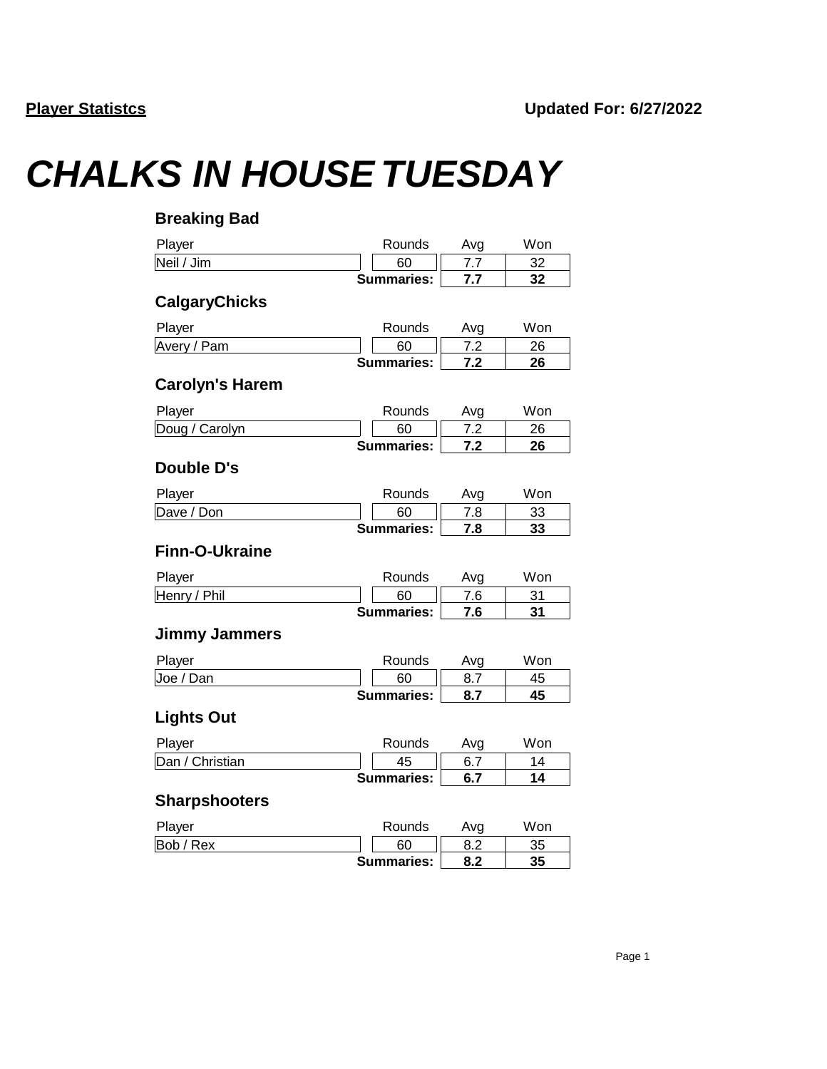**Player Statistcs** **Updated For: 6/27/2022**

# *CHALKS IN HOUSE TUESDAY*

### Breaking Bad

| Player | Rounds | Avg | Won |
|---|---|---|---|
| Neil / Jim | 60 | 7.7 | 32 |
| | **Summaries:** | **7.7** | **32** |

### CalgaryChicks

| Player | Rounds | Avg | Won |
|---|---|---|---|
| Avery / Pam | 60 | 7.2 | 26 |
| | **Summaries:** | **7.2** | **26** |

### Carolyn's Harem

| Player | Rounds | Avg | Won |
|---|---|---|---|
| Doug / Carolyn | 60 | 7.2 | 26 |
| | **Summaries:** | **7.2** | **26** |

### Double D's

| Player | Rounds | Avg | Won |
|---|---|---|---|
| Dave / Don | 60 | 7.8 | 33 |
| | **Summaries:** | **7.8** | **33** |

### Finn-O-Ukraine

| Player | Rounds | Avg | Won |
|---|---|---|---|
| Henry / Phil | 60 | 7.6 | 31 |
| | **Summaries:** | **7.6** | **31** |

### Jimmy Jammers

| Player | Rounds | Avg | Won |
|---|---|---|---|
| Joe / Dan | 60 | 8.7 | 45 |
| | **Summaries:** | **8.7** | **45** |

### Lights Out

| Player | Rounds | Avg | Won |
|---|---|---|---|
| Dan / Christian | 45 | 6.7 | 14 |
| | **Summaries:** | **6.7** | **14** |

### Sharpshooters

| Player | Rounds | Avg | Won |
|---|---|---|---|
| Bob / Rex | 60 | 8.2 | 35 |
| | **Summaries:** | **8.2** | **35** |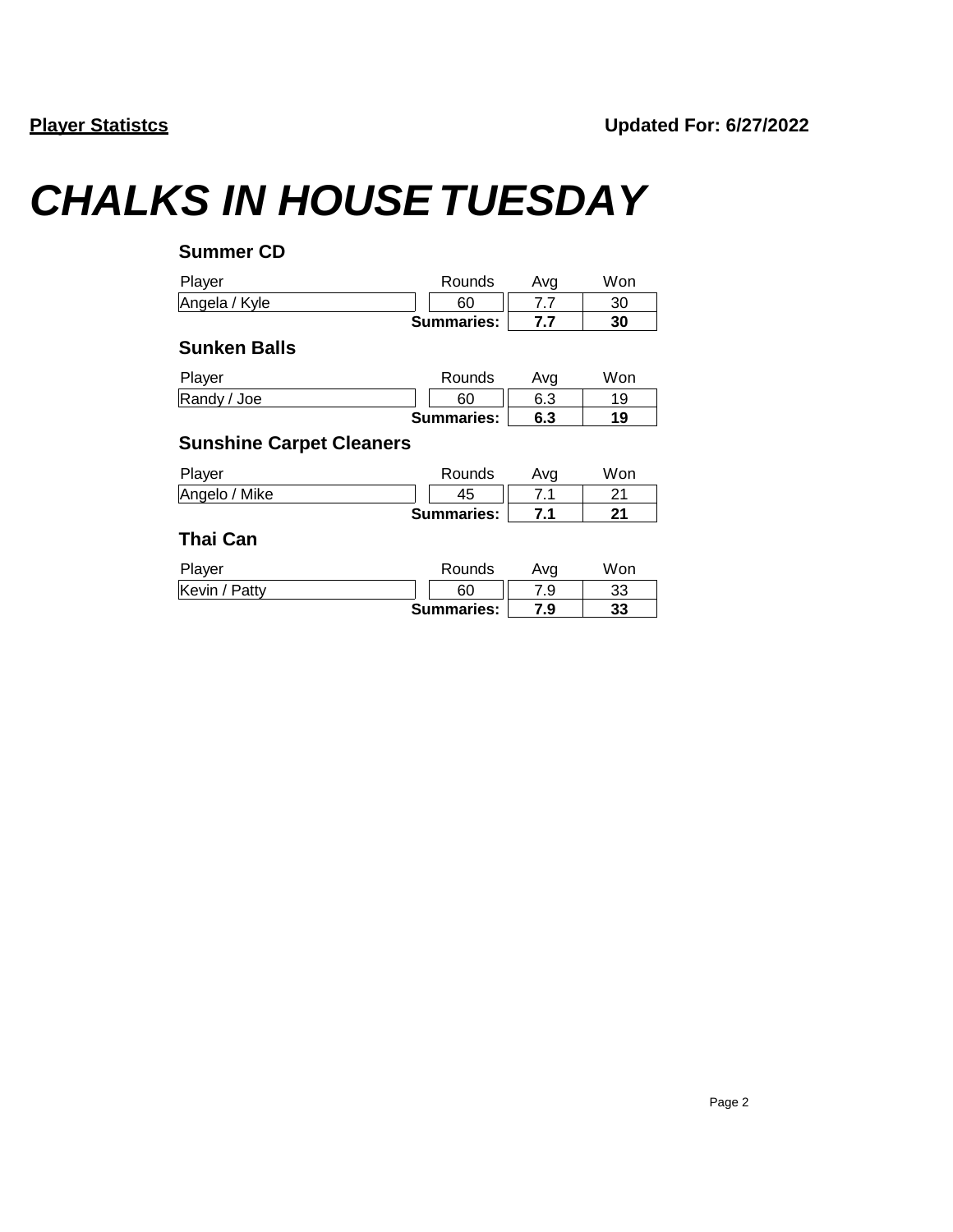**Player Statistcs** **Updated For: 6/27/2022**

# *CHALKS IN HOUSE TUESDAY*

### Summer CD

| Player | Rounds | Avg | Won |
|---|---|---|---|
| Angela / Kyle | 60 | 7.7 | 30 |
| **Summaries:** | | **7.7** | **30** |

### Sunken Balls

| Player | Rounds | Avg | Won |
|---|---|---|---|
| Randy / Joe | 60 | 6.3 | 19 |
| **Summaries:** | | **6.3** | **19** |

### Sunshine Carpet Cleaners

| Player | Rounds | Avg | Won |
|---|---|---|---|
| Angelo / Mike | 45 | 7.1 | 21 |
| **Summaries:** | | **7.1** | **21** |

### Thai Can

| Player | Rounds | Avg | Won |
|---|---|---|---|
| Kevin / Patty | 60 | 7.9 | 33 |
| **Summaries:** | | **7.9** | **33** |